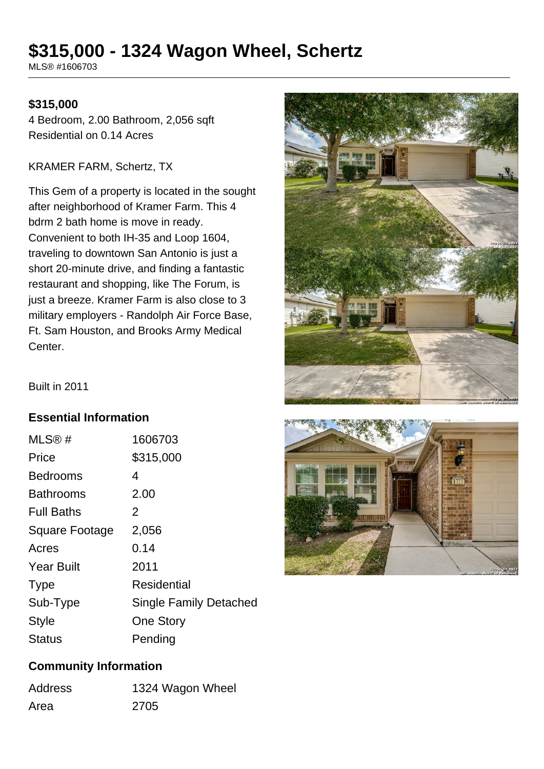# $315,000 - 1324 Wagon Wheel, Schertz

MLS® #1606703

**$315,000**

4 Bedroom, 2.00 Bathroom, 2,056 sqft
Residential on 0.14 Acres

KRAMER FARM, Schertz, TX

This Gem of a property is located in the sought after neighborhood of Kramer Farm. This 4 bdrm 2 bath home is move in ready. Convenient to both IH-35 and Loop 1604, traveling to downtown San Antonio is just a short 20-minute drive, and finding a fantastic restaurant and shopping, like The Forum, is just a breeze. Kramer Farm is also close to 3 military employers - Randolph Air Force Base, Ft. Sam Houston, and Brooks Army Medical Center.

Built in 2011

## Essential Information

| | |
|---|---|
| MLS® # | 1606703 |
| Price | $315,000 |
| Bedrooms | 4 |
| Bathrooms | 2.00 |
| Full Baths | 2 |
| Square Footage | 2,056 |
| Acres | 0.14 |
| Year Built | 2011 |
| Type | Residential |
| Sub-Type | Single Family Detached |
| Style | One Story |
| Status | Pending |

## Community Information

| | |
|---|---|
| Address | 1324 Wagon Wheel |
| Area | 2705 |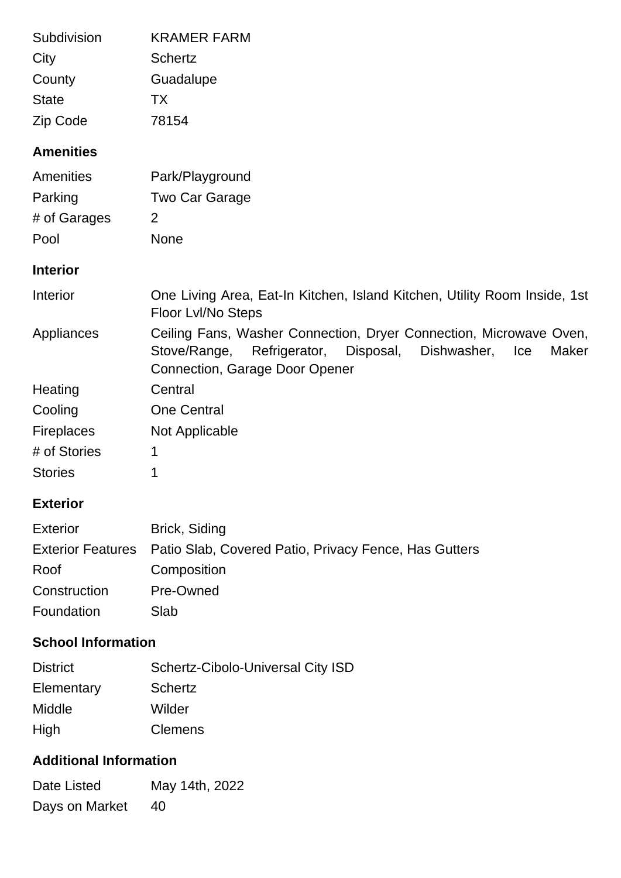| | |
|---|---|
| Subdivision | KRAMER FARM |
| City | Schertz |
| County | Guadalupe |
| State | TX |
| Zip Code | 78154 |

## Amenities

| | |
|---|---|
| Amenities | Park/Playground |
| Parking | Two Car Garage |
| # of Garages | 2 |
| Pool | None |

## Interior

| | |
|---|---|
| Interior | One Living Area, Eat-In Kitchen, Island Kitchen, Utility Room Inside, 1st Floor Lvl/No Steps |
| Appliances | Ceiling Fans, Washer Connection, Dryer Connection, Microwave Oven, Stove/Range, Refrigerator, Disposal, Dishwasher, Ice Maker Connection, Garage Door Opener |
| Heating | Central |
| Cooling | One Central |
| Fireplaces | Not Applicable |
| # of Stories | 1 |
| Stories | 1 |

## Exterior

| | |
|---|---|
| Exterior | Brick, Siding |
| Exterior Features | Patio Slab, Covered Patio, Privacy Fence, Has Gutters |
| Roof | Composition |
| Construction | Pre-Owned |
| Foundation | Slab |

## School Information

| | |
|---|---|
| District | Schertz-Cibolo-Universal City ISD |
| Elementary | Schertz |
| Middle | Wilder |
| High | Clemens |

## Additional Information

| | |
|---|---|
| Date Listed | May 14th, 2022 |
| Days on Market | 40 |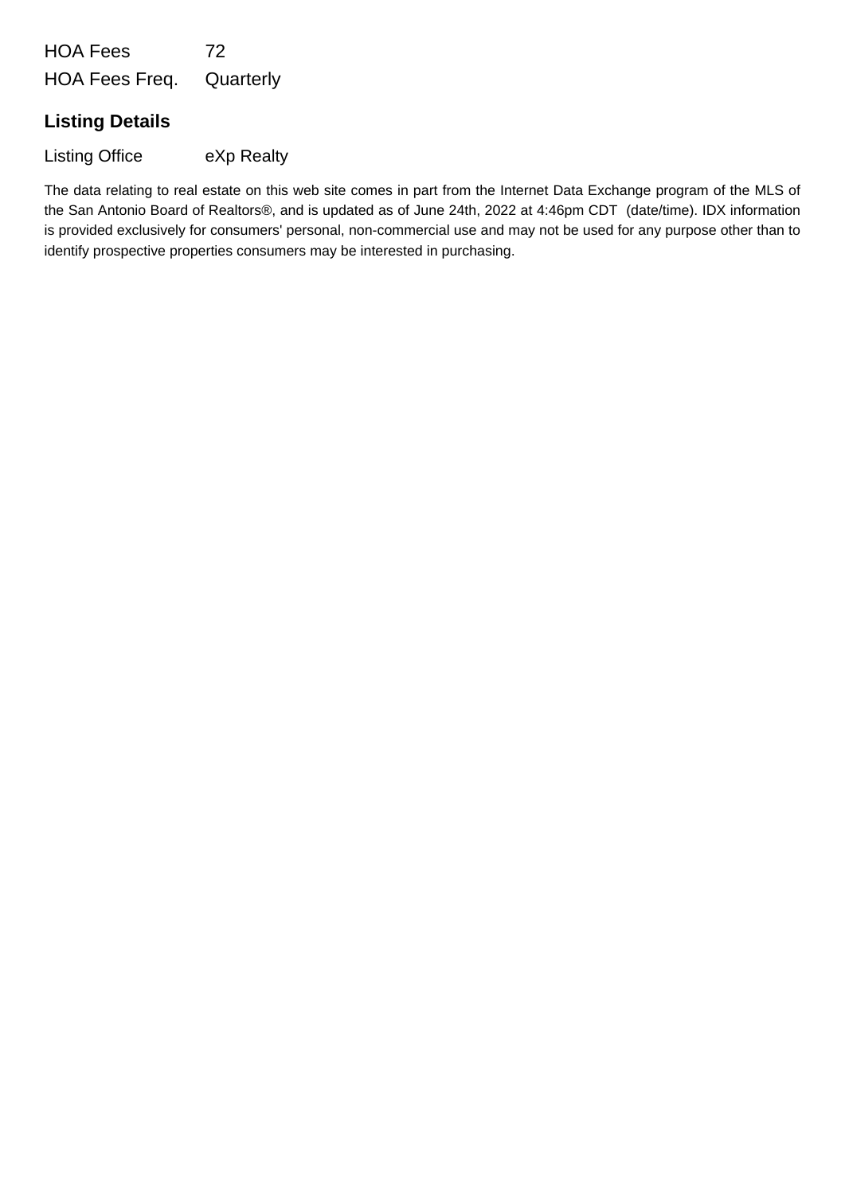| | |
|---|---|
| HOA Fees | 72 |
| HOA Fees Freq. | Quarterly |

## Listing Details

| | |
|---|---|
| Listing Office | eXp Realty |

The data relating to real estate on this web site comes in part from the Internet Data Exchange program of the MLS of the San Antonio Board of Realtors®, and is updated as of June 24th, 2022 at 4:46pm CDT (date/time). IDX information is provided exclusively for consumers' personal, non-commercial use and may not be used for any purpose other than to identify prospective properties consumers may be interested in purchasing.